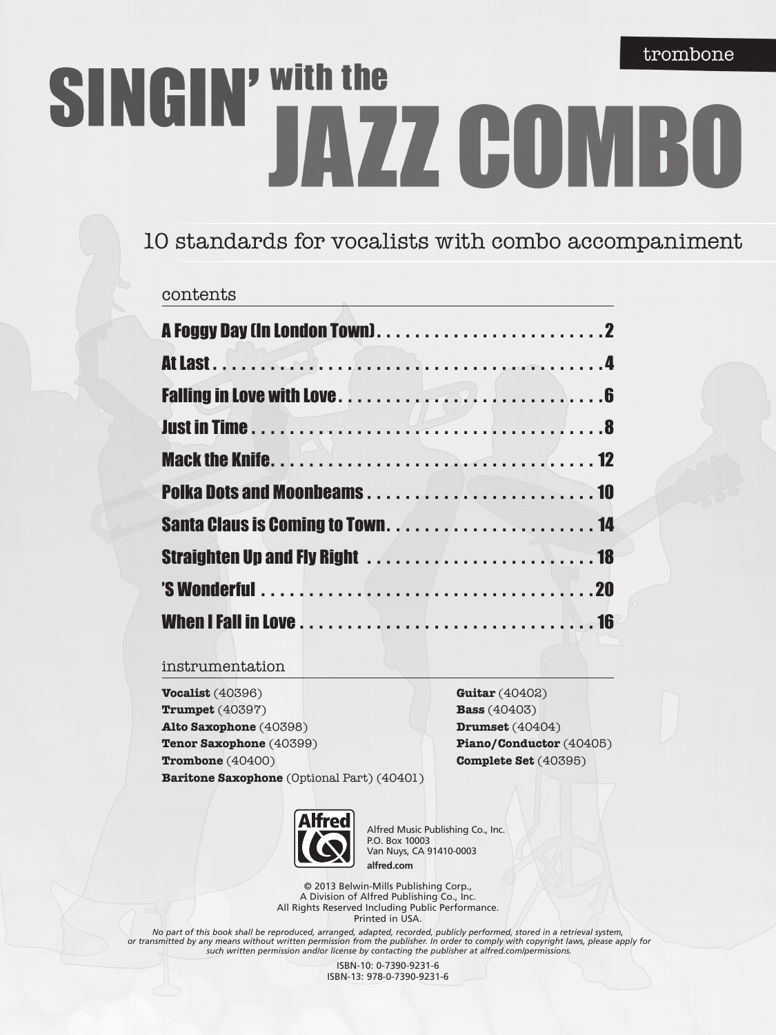trombone

# SINGIN' with the JAZZ COMBO

10 standards for vocalists with combo accompaniment

## contents

**A Foggy Day (In London Town)** . . . . . . . . . . . . . . . . . . . . . . . . 2
**At Last** . . . . . . . . . . . . . . . . . . . . . . . . . . . . . . . . . . . . . . . . 4
**Falling in Love with Love** . . . . . . . . . . . . . . . . . . . . . . . . . . . 6
**Just in Time** . . . . . . . . . . . . . . . . . . . . . . . . . . . . . . . . . . . . 8
**Mack the Knife** . . . . . . . . . . . . . . . . . . . . . . . . . . . . . . . . . 12
**Polka Dots and Moonbeams** . . . . . . . . . . . . . . . . . . . . . . . . 10
**Santa Claus is Coming to Town** . . . . . . . . . . . . . . . . . . . . . 14
**Straighten Up and Fly Right** . . . . . . . . . . . . . . . . . . . . . . . . 18
**'S Wonderful** . . . . . . . . . . . . . . . . . . . . . . . . . . . . . . . . . . . 20
**When I Fall in Love** . . . . . . . . . . . . . . . . . . . . . . . . . . . . . . 16

## instrumentation

**Vocalist** (40396)
**Trumpet** (40397)
**Alto Saxophone** (40398)
**Tenor Saxophone** (40399)
**Trombone** (40400)
**Baritone Saxophone** (Optional Part) (40401)
**Guitar** (40402)
**Bass** (40403)
**Drumset** (40404)
**Piano/Conductor** (40405)
**Complete Set** (40395)

Alfred Music Publishing Co., Inc.
P.O. Box 10003
Van Nuys, CA 91410-0003
**alfred.com**

© 2013 Belwin-Mills Publishing Corp.,
A Division of Alfred Publishing Co., Inc.
All Rights Reserved Including Public Performance.
Printed in USA.

*No part of this book shall be reproduced, arranged, adapted, recorded, publicly performed, stored in a retrieval system, or transmitted by any means without written permission from the publisher. In order to comply with copyright laws, please apply for such written permission and/or license by contacting the publisher at alfred.com/permissions.*

ISBN-10: 0-7390-9231-6
ISBN-13: 978-0-7390-9231-6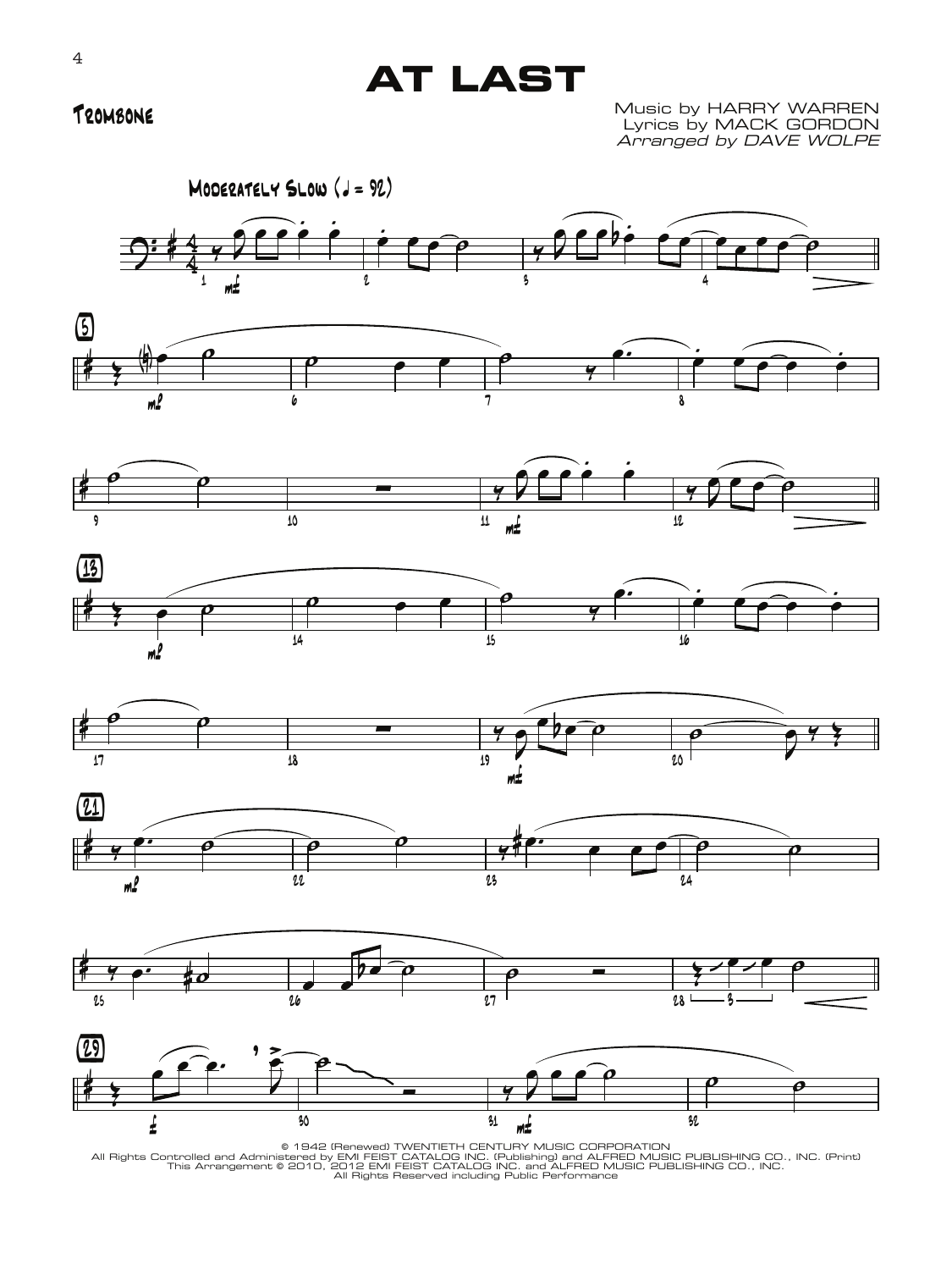# AT LAST

Trombone

Music by HARRY WARREN
Lyrics by MACK GORDON
*Arranged by DAVE WOLPE*

Moderately Slow (♩ = 92)

© 1942 (Renewed) TWENTIETH CENTURY MUSIC CORPORATION
All Rights Controlled and Administered by EMI FEIST CATALOG INC. (Publishing) and ALFRED MUSIC PUBLISHING CO., INC. (Print)
This Arrangement © 2010, 2012 EMI FEIST CATALOG INC. and ALFRED MUSIC PUBLISHING CO., INC.
All Rights Reserved including Public Performance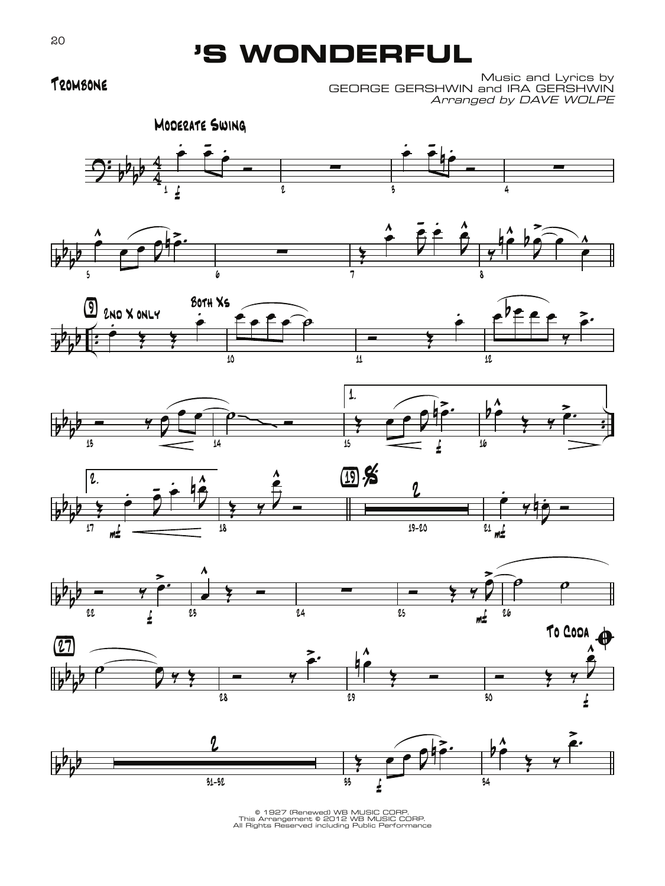# 'S WONDERFUL

Trombone

Music and Lyrics by
GEORGE GERSHWIN and IRA GERSHWIN
*Arranged by DAVE WOLPE*

Moderate Swing

© 1927 (Renewed) WB MUSIC CORP.
This Arrangement © 2012 WB MUSIC CORP.
All Rights Reserved including Public Performance